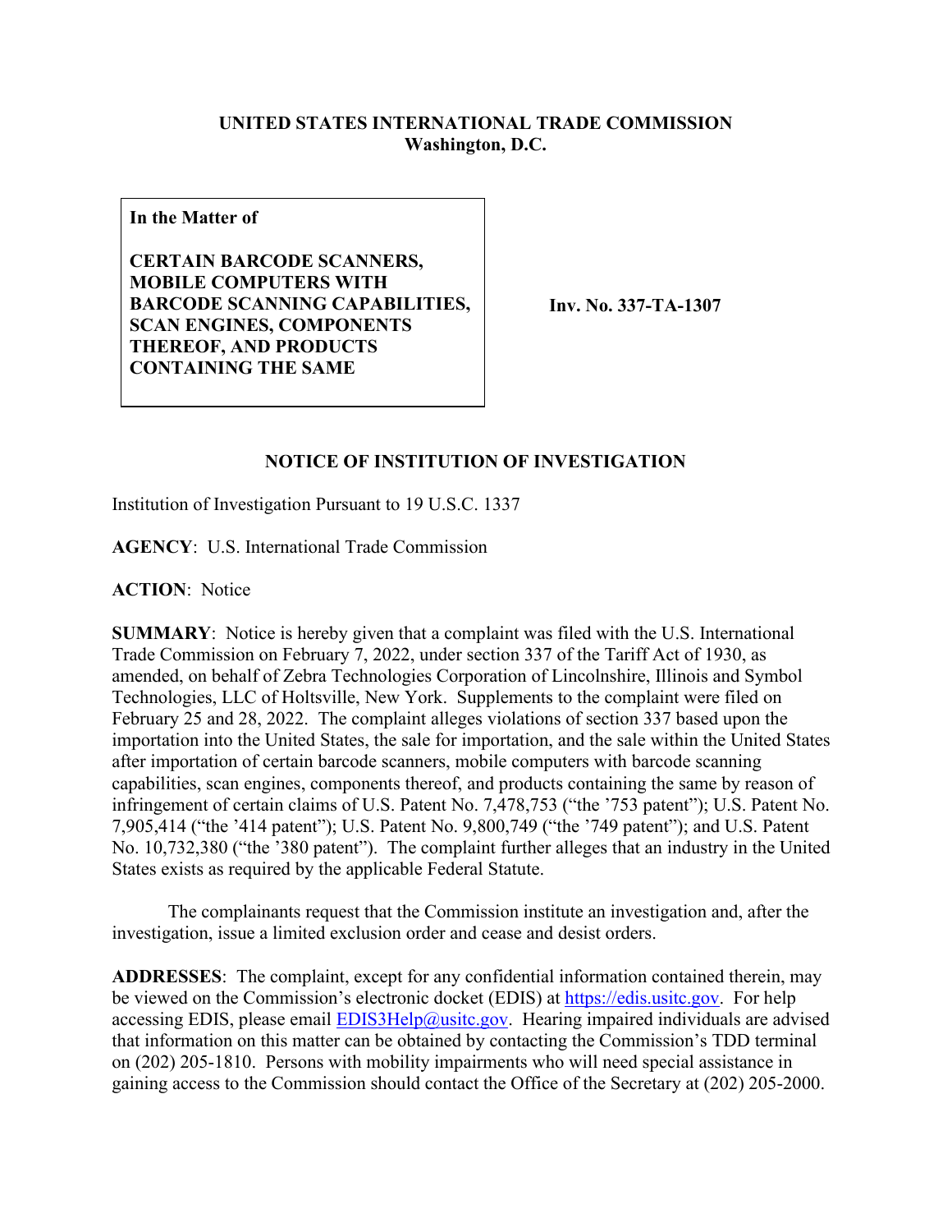**UNITED STATES INTERNATIONAL TRADE COMMISSION**
**Washington, D.C.**

**In the Matter of**

**CERTAIN BARCODE SCANNERS, MOBILE COMPUTERS WITH BARCODE SCANNING CAPABILITIES, SCAN ENGINES, COMPONENTS THEREOF, AND PRODUCTS CONTAINING THE SAME**

**Inv. No. 337-TA-1307**

**NOTICE OF INSTITUTION OF INVESTIGATION**

Institution of Investigation Pursuant to 19 U.S.C. 1337

**AGENCY**: U.S. International Trade Commission

**ACTION**: Notice

**SUMMARY**: Notice is hereby given that a complaint was filed with the U.S. International Trade Commission on February 7, 2022, under section 337 of the Tariff Act of 1930, as amended, on behalf of Zebra Technologies Corporation of Lincolnshire, Illinois and Symbol Technologies, LLC of Holtsville, New York. Supplements to the complaint were filed on February 25 and 28, 2022. The complaint alleges violations of section 337 based upon the importation into the United States, the sale for importation, and the sale within the United States after importation of certain barcode scanners, mobile computers with barcode scanning capabilities, scan engines, components thereof, and products containing the same by reason of infringement of certain claims of U.S. Patent No. 7,478,753 ("the '753 patent"); U.S. Patent No. 7,905,414 ("the '414 patent"); U.S. Patent No. 9,800,749 ("the '749 patent"); and U.S. Patent No. 10,732,380 ("the '380 patent"). The complaint further alleges that an industry in the United States exists as required by the applicable Federal Statute.

The complainants request that the Commission institute an investigation and, after the investigation, issue a limited exclusion order and cease and desist orders.

**ADDRESSES**: The complaint, except for any confidential information contained therein, may be viewed on the Commission's electronic docket (EDIS) at https://edis.usitc.gov. For help accessing EDIS, please email EDIS3Help@usitc.gov. Hearing impaired individuals are advised that information on this matter can be obtained by contacting the Commission's TDD terminal on (202) 205-1810. Persons with mobility impairments who will need special assistance in gaining access to the Commission should contact the Office of the Secretary at (202) 205-2000.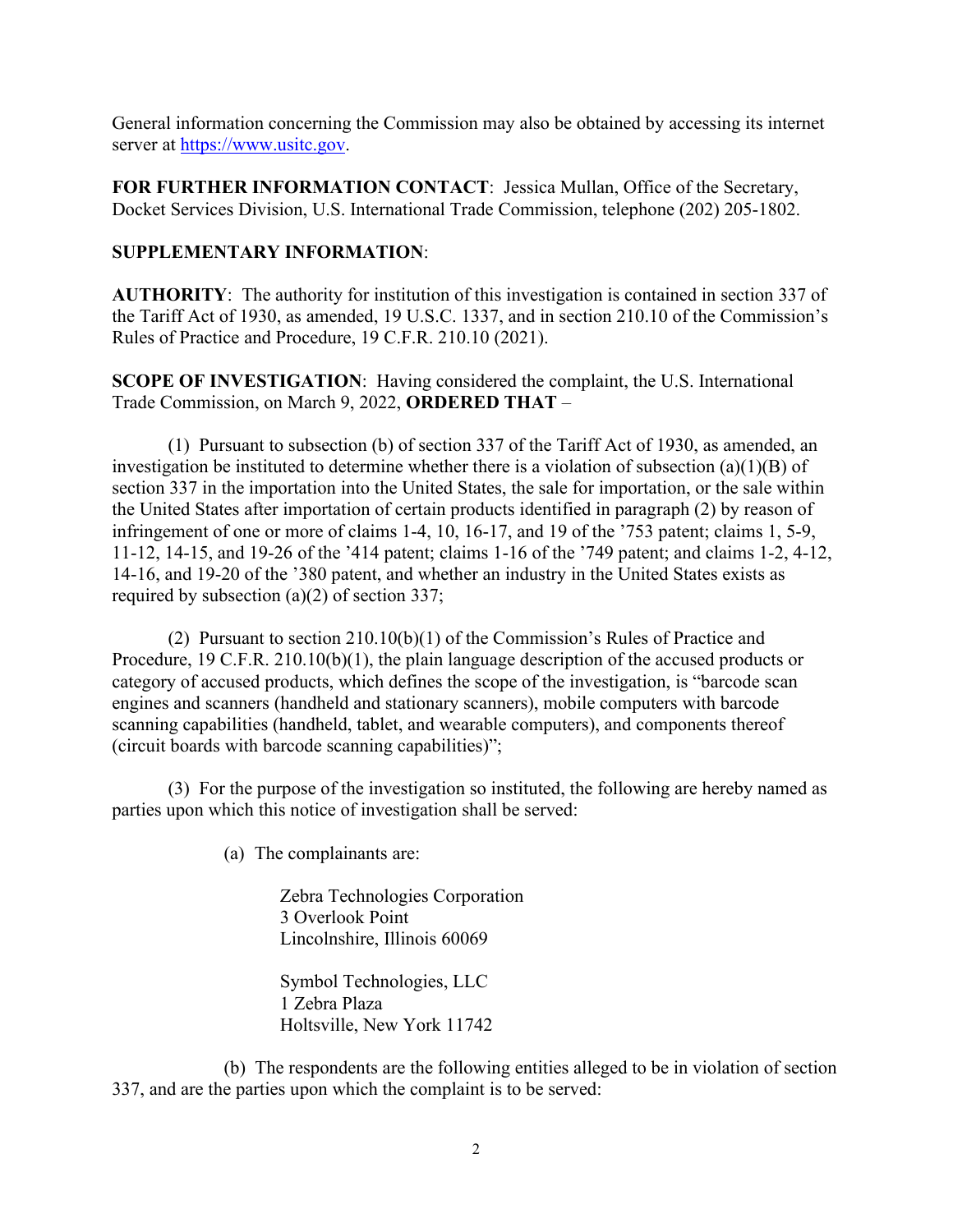General information concerning the Commission may also be obtained by accessing its internet server at https://www.usitc.gov.

**FOR FURTHER INFORMATION CONTACT**: Jessica Mullan, Office of the Secretary, Docket Services Division, U.S. International Trade Commission, telephone (202) 205-1802.

**SUPPLEMENTARY INFORMATION**:

**AUTHORITY**: The authority for institution of this investigation is contained in section 337 of the Tariff Act of 1930, as amended, 19 U.S.C. 1337, and in section 210.10 of the Commission's Rules of Practice and Procedure, 19 C.F.R. 210.10 (2021).

**SCOPE OF INVESTIGATION**: Having considered the complaint, the U.S. International Trade Commission, on March 9, 2022, **ORDERED THAT** –

(1) Pursuant to subsection (b) of section 337 of the Tariff Act of 1930, as amended, an investigation be instituted to determine whether there is a violation of subsection (a)(1)(B) of section 337 in the importation into the United States, the sale for importation, or the sale within the United States after importation of certain products identified in paragraph (2) by reason of infringement of one or more of claims 1-4, 10, 16-17, and 19 of the '753 patent; claims 1, 5-9, 11-12, 14-15, and 19-26 of the '414 patent; claims 1-16 of the '749 patent; and claims 1-2, 4-12, 14-16, and 19-20 of the '380 patent, and whether an industry in the United States exists as required by subsection (a)(2) of section 337;

(2) Pursuant to section 210.10(b)(1) of the Commission's Rules of Practice and Procedure, 19 C.F.R. 210.10(b)(1), the plain language description of the accused products or category of accused products, which defines the scope of the investigation, is "barcode scan engines and scanners (handheld and stationary scanners), mobile computers with barcode scanning capabilities (handheld, tablet, and wearable computers), and components thereof (circuit boards with barcode scanning capabilities)";

(3) For the purpose of the investigation so instituted, the following are hereby named as parties upon which this notice of investigation shall be served:

(a) The complainants are:

Zebra Technologies Corporation
3 Overlook Point
Lincolnshire, Illinois 60069

Symbol Technologies, LLC
1 Zebra Plaza
Holtsville, New York 11742

(b) The respondents are the following entities alleged to be in violation of section 337, and are the parties upon which the complaint is to be served: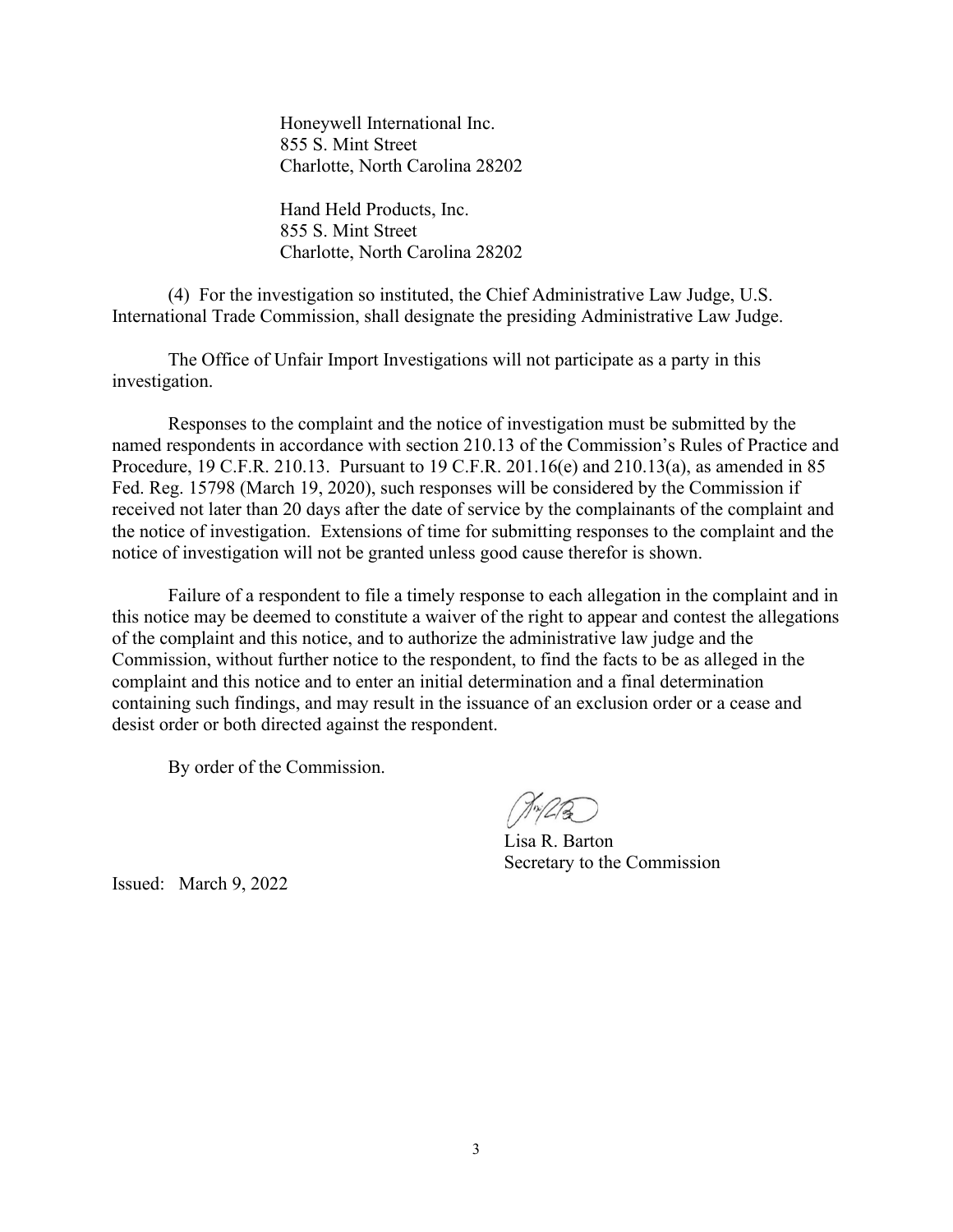Honeywell International Inc.
855 S. Mint Street
Charlotte, North Carolina 28202

Hand Held Products, Inc.
855 S. Mint Street
Charlotte, North Carolina 28202

(4) For the investigation so instituted, the Chief Administrative Law Judge, U.S. International Trade Commission, shall designate the presiding Administrative Law Judge.

The Office of Unfair Import Investigations will not participate as a party in this investigation.

Responses to the complaint and the notice of investigation must be submitted by the named respondents in accordance with section 210.13 of the Commission's Rules of Practice and Procedure, 19 C.F.R. 210.13. Pursuant to 19 C.F.R. 201.16(e) and 210.13(a), as amended in 85 Fed. Reg. 15798 (March 19, 2020), such responses will be considered by the Commission if received not later than 20 days after the date of service by the complainants of the complaint and the notice of investigation. Extensions of time for submitting responses to the complaint and the notice of investigation will not be granted unless good cause therefor is shown.

Failure of a respondent to file a timely response to each allegation in the complaint and in this notice may be deemed to constitute a waiver of the right to appear and contest the allegations of the complaint and this notice, and to authorize the administrative law judge and the Commission, without further notice to the respondent, to find the facts to be as alleged in the complaint and this notice and to enter an initial determination and a final determination containing such findings, and may result in the issuance of an exclusion order or a cease and desist order or both directed against the respondent.

By order of the Commission.

Lisa R. Barton
Secretary to the Commission

Issued: March 9, 2022